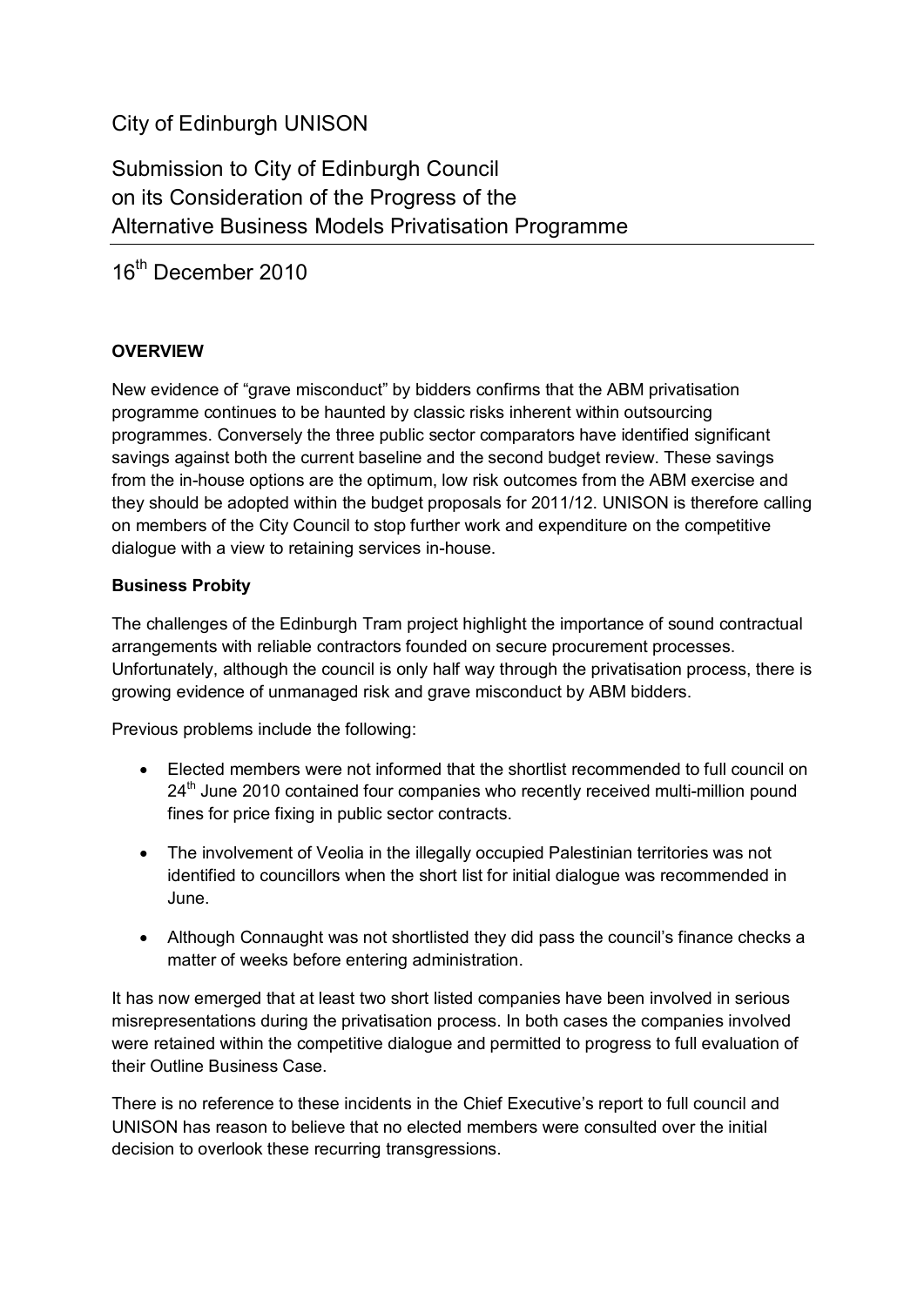City of Edinburgh UNISON

# Submission to City of Edinburgh Council on its Consideration of the Progress of the Alternative Business Models Privatisation Programme

16th December 2010

**OVERVIEW**

New evidence of "grave misconduct" by bidders confirms that the ABM privatisation programme continues to be haunted by classic risks inherent within outsourcing programmes. Conversely the three public sector comparators have identified significant savings against both the current baseline and the second budget review. These savings from the in-house options are the optimum, low risk outcomes from the ABM exercise and they should be adopted within the budget proposals for 2011/12. UNISON is therefore calling on members of the City Council to stop further work and expenditure on the competitive dialogue with a view to retaining services in-house.

**Business Probity**

The challenges of the Edinburgh Tram project highlight the importance of sound contractual arrangements with reliable contractors founded on secure procurement processes. Unfortunately, although the council is only half way through the privatisation process, there is growing evidence of unmanaged risk and grave misconduct by ABM bidders.

Previous problems include the following:

- Elected members were not informed that the shortlist recommended to full council on 24th June 2010 contained four companies who recently received multi-million pound fines for price fixing in public sector contracts.
- The involvement of Veolia in the illegally occupied Palestinian territories was not identified to councillors when the short list for initial dialogue was recommended in June.
- Although Connaught was not shortlisted they did pass the council's finance checks a matter of weeks before entering administration.

It has now emerged that at least two short listed companies have been involved in serious misrepresentations during the privatisation process. In both cases the companies involved were retained within the competitive dialogue and permitted to progress to full evaluation of their Outline Business Case.

There is no reference to these incidents in the Chief Executive's report to full council and UNISON has reason to believe that no elected members were consulted over the initial decision to overlook these recurring transgressions.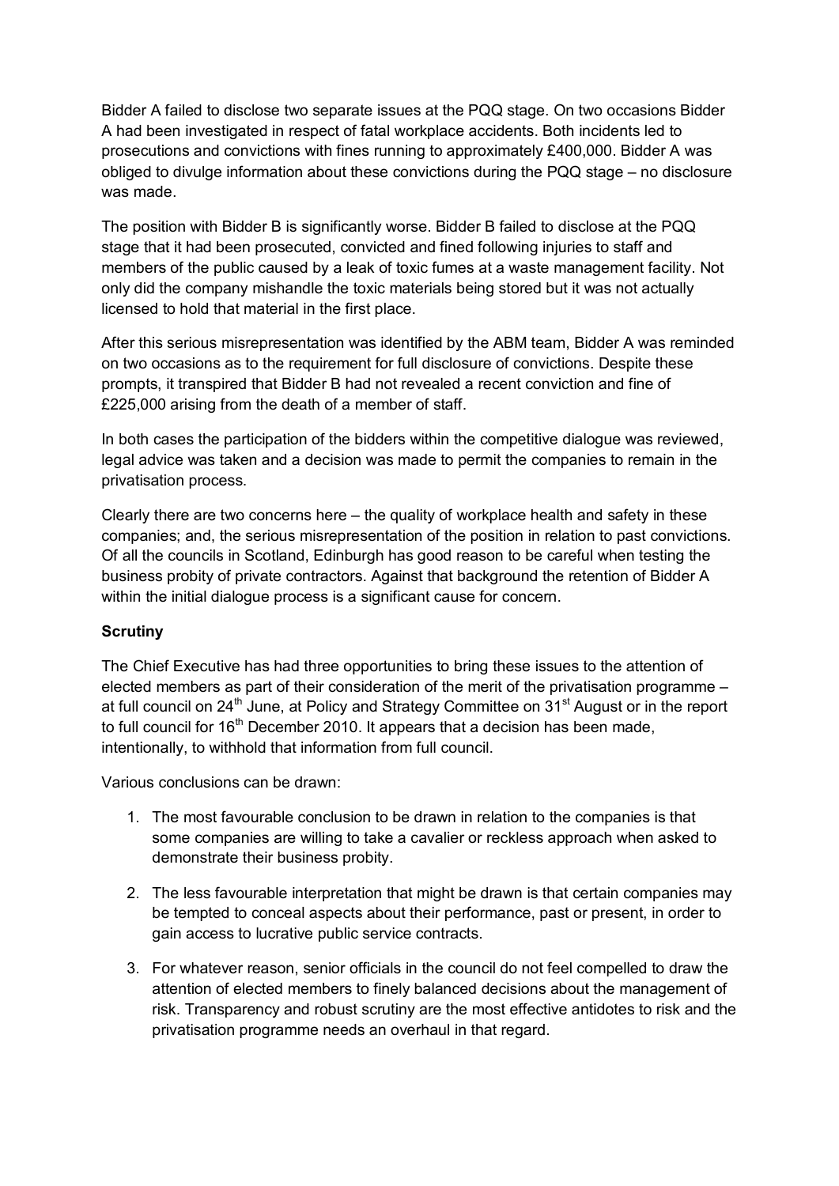Bidder A failed to disclose two separate issues at the PQQ stage. On two occasions Bidder A had been investigated in respect of fatal workplace accidents. Both incidents led to prosecutions and convictions with fines running to approximately £400,000. Bidder A was obliged to divulge information about these convictions during the PQQ stage – no disclosure was made.

The position with Bidder B is significantly worse. Bidder B failed to disclose at the PQQ stage that it had been prosecuted, convicted and fined following injuries to staff and members of the public caused by a leak of toxic fumes at a waste management facility. Not only did the company mishandle the toxic materials being stored but it was not actually licensed to hold that material in the first place.

After this serious misrepresentation was identified by the ABM team, Bidder A was reminded on two occasions as to the requirement for full disclosure of convictions. Despite these prompts, it transpired that Bidder B had not revealed a recent conviction and fine of £225,000 arising from the death of a member of staff.

In both cases the participation of the bidders within the competitive dialogue was reviewed, legal advice was taken and a decision was made to permit the companies to remain in the privatisation process.

Clearly there are two concerns here – the quality of workplace health and safety in these companies; and, the serious misrepresentation of the position in relation to past convictions. Of all the councils in Scotland, Edinburgh has good reason to be careful when testing the business probity of private contractors. Against that background the retention of Bidder A within the initial dialogue process is a significant cause for concern.

**Scrutiny**

The Chief Executive has had three opportunities to bring these issues to the attention of elected members as part of their consideration of the merit of the privatisation programme – at full council on 24th June, at Policy and Strategy Committee on 31st August or in the report to full council for 16th December 2010. It appears that a decision has been made, intentionally, to withhold that information from full council.

Various conclusions can be drawn:

1. The most favourable conclusion to be drawn in relation to the companies is that some companies are willing to take a cavalier or reckless approach when asked to demonstrate their business probity.

2. The less favourable interpretation that might be drawn is that certain companies may be tempted to conceal aspects about their performance, past or present, in order to gain access to lucrative public service contracts.

3. For whatever reason, senior officials in the council do not feel compelled to draw the attention of elected members to finely balanced decisions about the management of risk. Transparency and robust scrutiny are the most effective antidotes to risk and the privatisation programme needs an overhaul in that regard.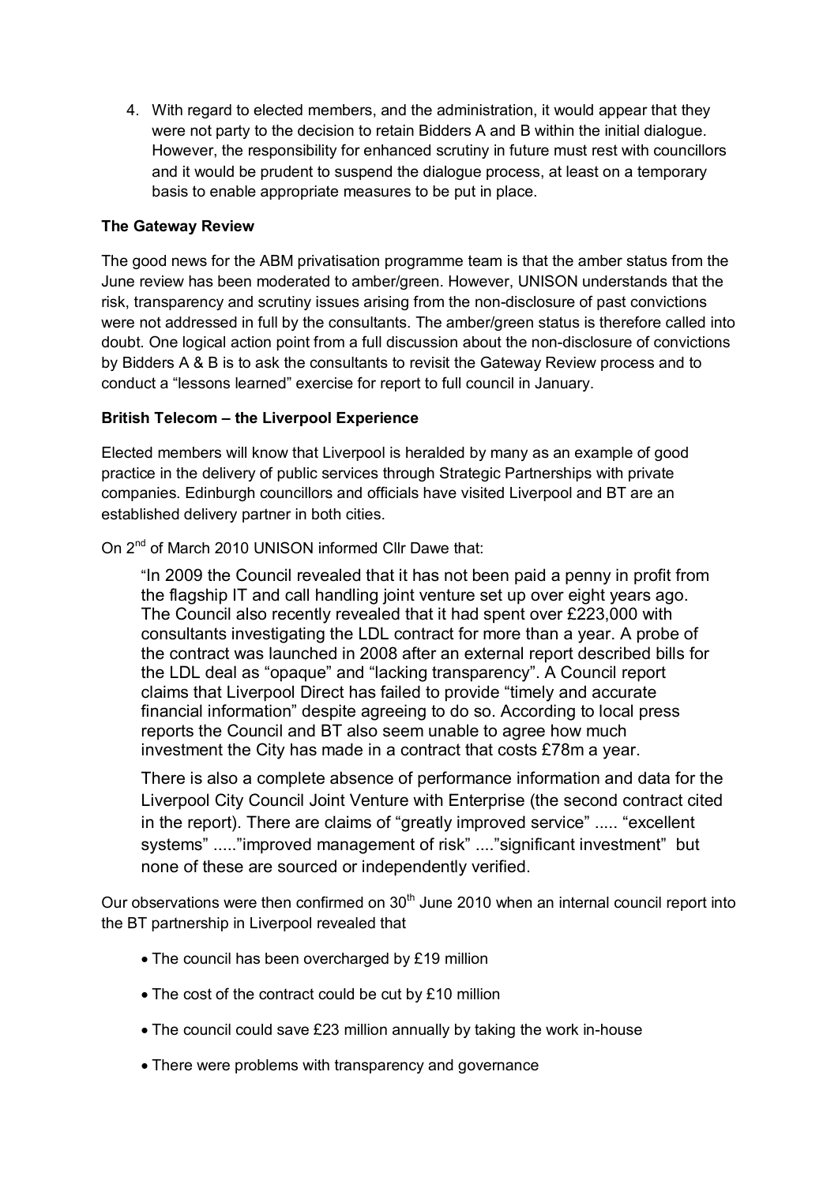4. With regard to elected members, and the administration, it would appear that they were not party to the decision to retain Bidders A and B within the initial dialogue. However, the responsibility for enhanced scrutiny in future must rest with councillors and it would be prudent to suspend the dialogue process, at least on a temporary basis to enable appropriate measures to be put in place.

**The Gateway Review**

The good news for the ABM privatisation programme team is that the amber status from the June review has been moderated to amber/green. However, UNISON understands that the risk, transparency and scrutiny issues arising from the non-disclosure of past convictions were not addressed in full by the consultants. The amber/green status is therefore called into doubt. One logical action point from a full discussion about the non-disclosure of convictions by Bidders A & B is to ask the consultants to revisit the Gateway Review process and to conduct a "lessons learned" exercise for report to full council in January.

**British Telecom – the Liverpool Experience**

Elected members will know that Liverpool is heralded by many as an example of good practice in the delivery of public services through Strategic Partnerships with private companies. Edinburgh councillors and officials have visited Liverpool and BT are an established delivery partner in both cities.

On 2nd of March 2010 UNISON informed Cllr Dawe that:

> "In 2009 the Council revealed that it has not been paid a penny in profit from the flagship IT and call handling joint venture set up over eight years ago. The Council also recently revealed that it had spent over £223,000 with consultants investigating the LDL contract for more than a year. A probe of the contract was launched in 2008 after an external report described bills for the LDL deal as "opaque" and "lacking transparency". A Council report claims that Liverpool Direct has failed to provide "timely and accurate financial information" despite agreeing to do so. According to local press reports the Council and BT also seem unable to agree how much investment the City has made in a contract that costs £78m a year.
>
> There is also a complete absence of performance information and data for the Liverpool City Council Joint Venture with Enterprise (the second contract cited in the report). There are claims of "greatly improved service" ..... "excellent systems" ....."improved management of risk" ...."significant investment" but none of these are sourced or independently verified.

Our observations were then confirmed on 30th June 2010 when an internal council report into the BT partnership in Liverpool revealed that

- The council has been overcharged by £19 million
- The cost of the contract could be cut by £10 million
- The council could save £23 million annually by taking the work in-house
- There were problems with transparency and governance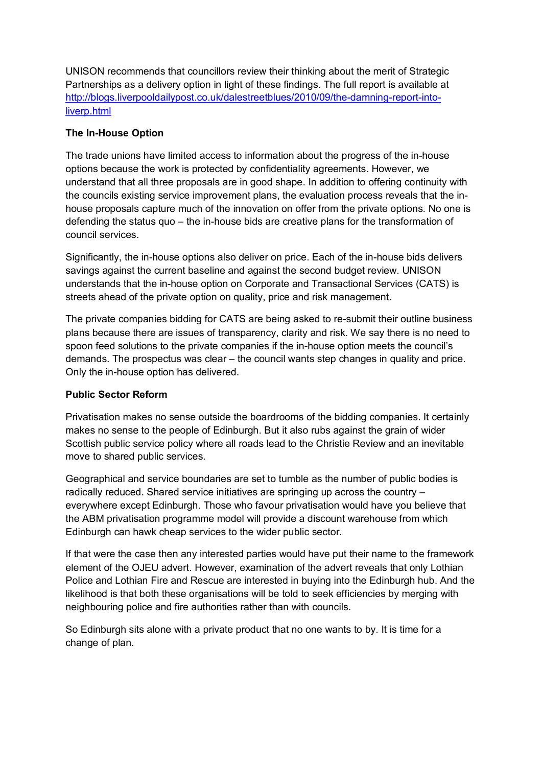UNISON recommends that councillors review their thinking about the merit of Strategic Partnerships as a delivery option in light of these findings. The full report is available at [http://blogs.liverpooldailypost.co.uk/dalestreetblues/2010/09/the-damning-report-into-liverp.html](http://blogs.liverpooldailypost.co.uk/dalestreetblues/2010/09/the-damning-report-into-liverp.html)

**The In-House Option**

The trade unions have limited access to information about the progress of the in-house options because the work is protected by confidentiality agreements. However, we understand that all three proposals are in good shape. In addition to offering continuity with the councils existing service improvement plans, the evaluation process reveals that the in-house proposals capture much of the innovation on offer from the private options. No one is defending the status quo – the in-house bids are creative plans for the transformation of council services.

Significantly, the in-house options also deliver on price. Each of the in-house bids delivers savings against the current baseline and against the second budget review. UNISON understands that the in-house option on Corporate and Transactional Services (CATS) is streets ahead of the private option on quality, price and risk management.

The private companies bidding for CATS are being asked to re-submit their outline business plans because there are issues of transparency, clarity and risk. We say there is no need to spoon feed solutions to the private companies if the in-house option meets the council's demands. The prospectus was clear – the council wants step changes in quality and price. Only the in-house option has delivered.

**Public Sector Reform**

Privatisation makes no sense outside the boardrooms of the bidding companies. It certainly makes no sense to the people of Edinburgh. But it also rubs against the grain of wider Scottish public service policy where all roads lead to the Christie Review and an inevitable move to shared public services.

Geographical and service boundaries are set to tumble as the number of public bodies is radically reduced. Shared service initiatives are springing up across the country – everywhere except Edinburgh. Those who favour privatisation would have you believe that the ABM privatisation programme model will provide a discount warehouse from which Edinburgh can hawk cheap services to the wider public sector.

If that were the case then any interested parties would have put their name to the framework element of the OJEU advert. However, examination of the advert reveals that only Lothian Police and Lothian Fire and Rescue are interested in buying into the Edinburgh hub. And the likelihood is that both these organisations will be told to seek efficiencies by merging with neighbouring police and fire authorities rather than with councils.

So Edinburgh sits alone with a private product that no one wants to by. It is time for a change of plan.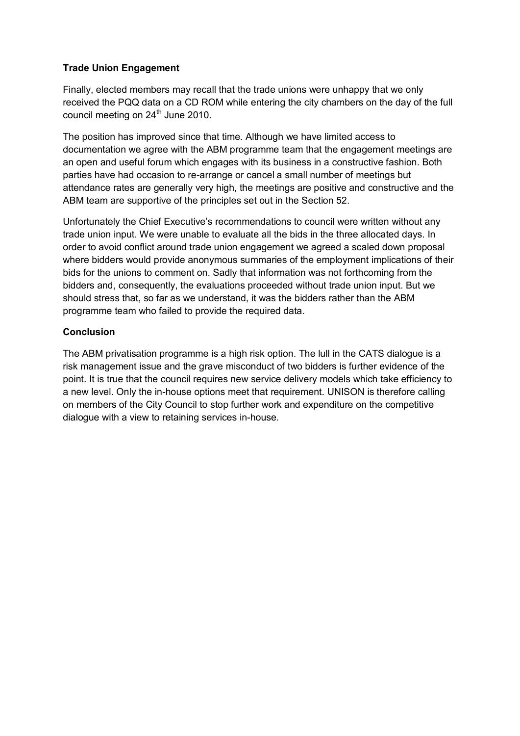**Trade Union Engagement**

Finally, elected members may recall that the trade unions were unhappy that we only received the PQQ data on a CD ROM while entering the city chambers on the day of the full council meeting on 24th June 2010.

The position has improved since that time. Although we have limited access to documentation we agree with the ABM programme team that the engagement meetings are an open and useful forum which engages with its business in a constructive fashion. Both parties have had occasion to re-arrange or cancel a small number of meetings but attendance rates are generally very high, the meetings are positive and constructive and the ABM team are supportive of the principles set out in the Section 52.

Unfortunately the Chief Executive's recommendations to council were written without any trade union input. We were unable to evaluate all the bids in the three allocated days. In order to avoid conflict around trade union engagement we agreed a scaled down proposal where bidders would provide anonymous summaries of the employment implications of their bids for the unions to comment on. Sadly that information was not forthcoming from the bidders and, consequently, the evaluations proceeded without trade union input. But we should stress that, so far as we understand, it was the bidders rather than the ABM programme team who failed to provide the required data.

**Conclusion**

The ABM privatisation programme is a high risk option. The lull in the CATS dialogue is a risk management issue and the grave misconduct of two bidders is further evidence of the point. It is true that the council requires new service delivery models which take efficiency to a new level. Only the in-house options meet that requirement. UNISON is therefore calling on members of the City Council to stop further work and expenditure on the competitive dialogue with a view to retaining services in-house.